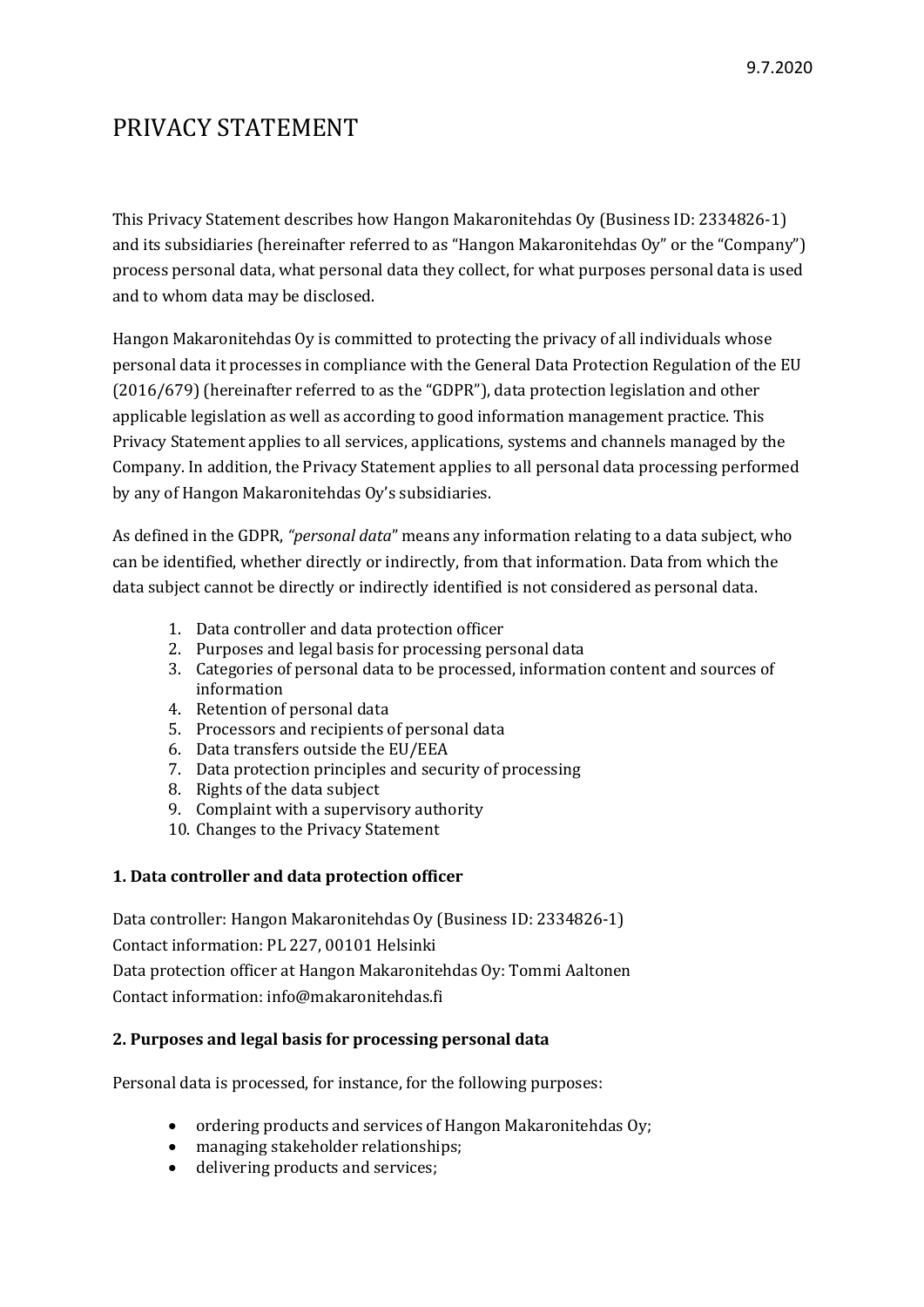9.7.2020

# PRIVACY STATEMENT

This Privacy Statement describes how Hangon Makaronitehdas Oy (Business ID: 2334826-1) and its subsidiaries (hereinafter referred to as "Hangon Makaronitehdas Oy" or the "Company") process personal data, what personal data they collect, for what purposes personal data is used and to whom data may be disclosed.

Hangon Makaronitehdas Oy is committed to protecting the privacy of all individuals whose personal data it processes in compliance with the General Data Protection Regulation of the EU (2016/679) (hereinafter referred to as the "GDPR"), data protection legislation and other applicable legislation as well as according to good information management practice. This Privacy Statement applies to all services, applications, systems and channels managed by the Company. In addition, the Privacy Statement applies to all personal data processing performed by any of Hangon Makaronitehdas Oy's subsidiaries.

As defined in the GDPR, *"personal data"* means any information relating to a data subject, who can be identified, whether directly or indirectly, from that information. Data from which the data subject cannot be directly or indirectly identified is not considered as personal data.

1. Data controller and data protection officer
2. Purposes and legal basis for processing personal data
3. Categories of personal data to be processed, information content and sources of information
4. Retention of personal data
5. Processors and recipients of personal data
6. Data transfers outside the EU/EEA
7. Data protection principles and security of processing
8. Rights of the data subject
9. Complaint with a supervisory authority
10. Changes to the Privacy Statement

### 1. Data controller and data protection officer

Data controller: Hangon Makaronitehdas Oy (Business ID: 2334826-1)

Contact information: PL 227, 00101 Helsinki

Data protection officer at Hangon Makaronitehdas Oy: Tommi Aaltonen

Contact information: info@makaronitehdas.fi

### 2. Purposes and legal basis for processing personal data

Personal data is processed, for instance, for the following purposes:

- ordering products and services of Hangon Makaronitehdas Oy;
- managing stakeholder relationships;
- delivering products and services;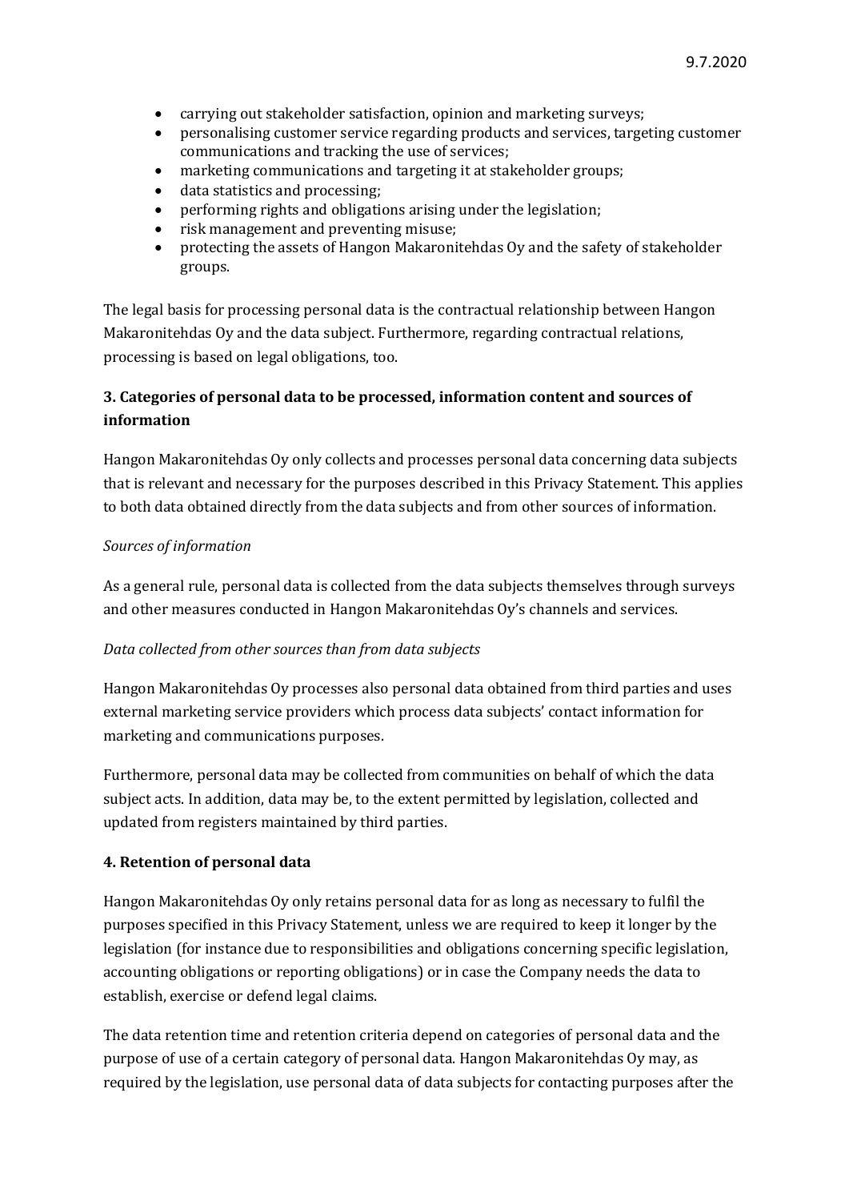- carrying out stakeholder satisfaction, opinion and marketing surveys;
- personalising customer service regarding products and services, targeting customer communications and tracking the use of services;
- marketing communications and targeting it at stakeholder groups;
- data statistics and processing;
- performing rights and obligations arising under the legislation;
- risk management and preventing misuse;
- protecting the assets of Hangon Makaronitehdas Oy and the safety of stakeholder groups.

The legal basis for processing personal data is the contractual relationship between Hangon Makaronitehdas Oy and the data subject. Furthermore, regarding contractual relations, processing is based on legal obligations, too.

### 3. Categories of personal data to be processed, information content and sources of information

Hangon Makaronitehdas Oy only collects and processes personal data concerning data subjects that is relevant and necessary for the purposes described in this Privacy Statement. This applies to both data obtained directly from the data subjects and from other sources of information.

*Sources of information*

As a general rule, personal data is collected from the data subjects themselves through surveys and other measures conducted in Hangon Makaronitehdas Oy's channels and services.

*Data collected from other sources than from data subjects*

Hangon Makaronitehdas Oy processes also personal data obtained from third parties and uses external marketing service providers which process data subjects' contact information for marketing and communications purposes.

Furthermore, personal data may be collected from communities on behalf of which the data subject acts. In addition, data may be, to the extent permitted by legislation, collected and updated from registers maintained by third parties.

### 4. Retention of personal data

Hangon Makaronitehdas Oy only retains personal data for as long as necessary to fulfil the purposes specified in this Privacy Statement, unless we are required to keep it longer by the legislation (for instance due to responsibilities and obligations concerning specific legislation, accounting obligations or reporting obligations) or in case the Company needs the data to establish, exercise or defend legal claims.

The data retention time and retention criteria depend on categories of personal data and the purpose of use of a certain category of personal data. Hangon Makaronitehdas Oy may, as required by the legislation, use personal data of data subjects for contacting purposes after the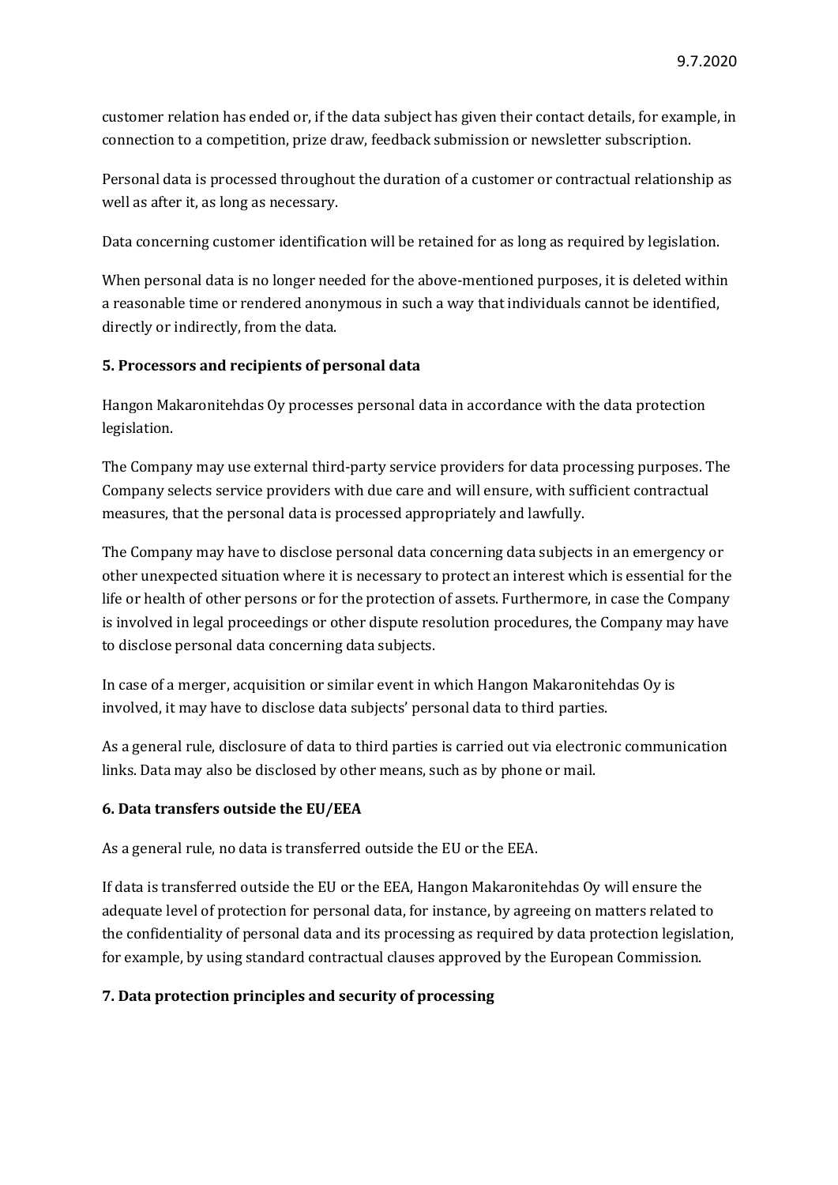customer relation has ended or, if the data subject has given their contact details, for example, in connection to a competition, prize draw, feedback submission or newsletter subscription.

Personal data is processed throughout the duration of a customer or contractual relationship as well as after it, as long as necessary.

Data concerning customer identification will be retained for as long as required by legislation.

When personal data is no longer needed for the above-mentioned purposes, it is deleted within a reasonable time or rendered anonymous in such a way that individuals cannot be identified, directly or indirectly, from the data.

**5. Processors and recipients of personal data**

Hangon Makaronitehdas Oy processes personal data in accordance with the data protection legislation.

The Company may use external third-party service providers for data processing purposes. The Company selects service providers with due care and will ensure, with sufficient contractual measures, that the personal data is processed appropriately and lawfully.

The Company may have to disclose personal data concerning data subjects in an emergency or other unexpected situation where it is necessary to protect an interest which is essential for the life or health of other persons or for the protection of assets. Furthermore, in case the Company is involved in legal proceedings or other dispute resolution procedures, the Company may have to disclose personal data concerning data subjects.

In case of a merger, acquisition or similar event in which Hangon Makaronitehdas Oy is involved, it may have to disclose data subjects' personal data to third parties.

As a general rule, disclosure of data to third parties is carried out via electronic communication links. Data may also be disclosed by other means, such as by phone or mail.

**6. Data transfers outside the EU/EEA**

As a general rule, no data is transferred outside the EU or the EEA.

If data is transferred outside the EU or the EEA, Hangon Makaronitehdas Oy will ensure the adequate level of protection for personal data, for instance, by agreeing on matters related to the confidentiality of personal data and its processing as required by data protection legislation, for example, by using standard contractual clauses approved by the European Commission.

**7. Data protection principles and security of processing**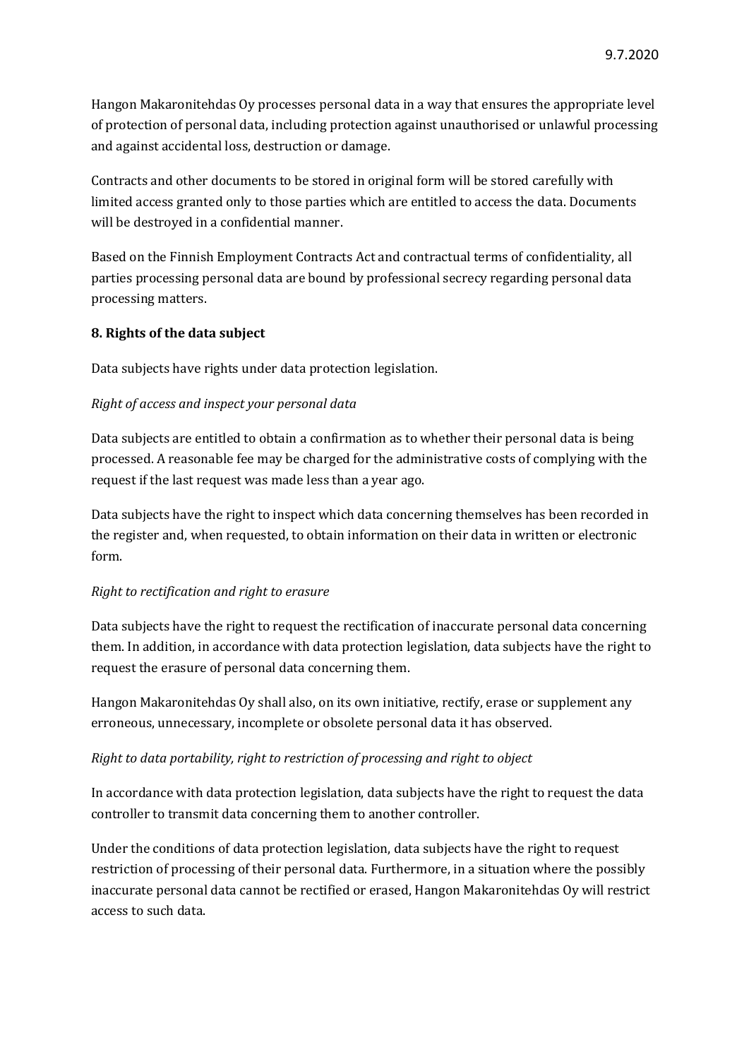Hangon Makaronitehdas Oy processes personal data in a way that ensures the appropriate level of protection of personal data, including protection against unauthorised or unlawful processing and against accidental loss, destruction or damage.

Contracts and other documents to be stored in original form will be stored carefully with limited access granted only to those parties which are entitled to access the data. Documents will be destroyed in a confidential manner.

Based on the Finnish Employment Contracts Act and contractual terms of confidentiality, all parties processing personal data are bound by professional secrecy regarding personal data processing matters.

**8. Rights of the data subject**

Data subjects have rights under data protection legislation.

*Right of access and inspect your personal data*

Data subjects are entitled to obtain a confirmation as to whether their personal data is being processed. A reasonable fee may be charged for the administrative costs of complying with the request if the last request was made less than a year ago.

Data subjects have the right to inspect which data concerning themselves has been recorded in the register and, when requested, to obtain information on their data in written or electronic form.

*Right to rectification and right to erasure*

Data subjects have the right to request the rectification of inaccurate personal data concerning them. In addition, in accordance with data protection legislation, data subjects have the right to request the erasure of personal data concerning them.

Hangon Makaronitehdas Oy shall also, on its own initiative, rectify, erase or supplement any erroneous, unnecessary, incomplete or obsolete personal data it has observed.

*Right to data portability, right to restriction of processing and right to object*

In accordance with data protection legislation, data subjects have the right to request the data controller to transmit data concerning them to another controller.

Under the conditions of data protection legislation, data subjects have the right to request restriction of processing of their personal data. Furthermore, in a situation where the possibly inaccurate personal data cannot be rectified or erased, Hangon Makaronitehdas Oy will restrict access to such data.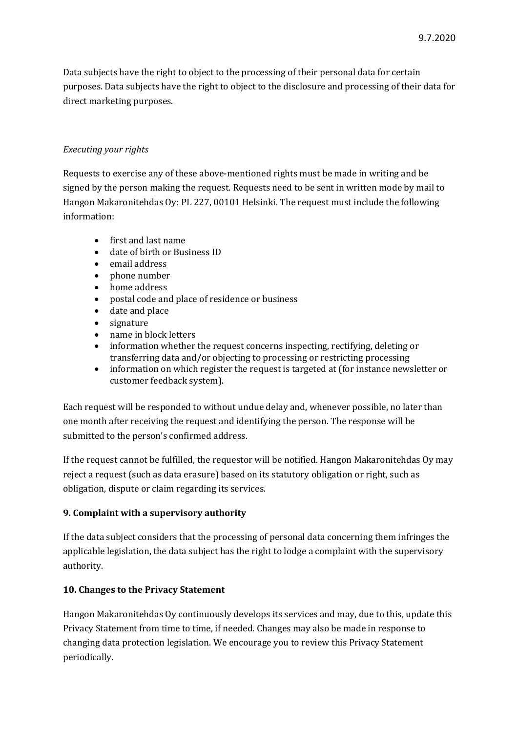Data subjects have the right to object to the processing of their personal data for certain purposes. Data subjects have the right to object to the disclosure and processing of their data for direct marketing purposes.

*Executing your rights*

Requests to exercise any of these above-mentioned rights must be made in writing and be signed by the person making the request. Requests need to be sent in written mode by mail to Hangon Makaronitehdas Oy: PL 227, 00101 Helsinki. The request must include the following information:

- first and last name
- date of birth or Business ID
- email address
- phone number
- home address
- postal code and place of residence or business
- date and place
- signature
- name in block letters
- information whether the request concerns inspecting, rectifying, deleting or transferring data and/or objecting to processing or restricting processing
- information on which register the request is targeted at (for instance newsletter or customer feedback system).

Each request will be responded to without undue delay and, whenever possible, no later than one month after receiving the request and identifying the person. The response will be submitted to the person's confirmed address.

If the request cannot be fulfilled, the requestor will be notified. Hangon Makaronitehdas Oy may reject a request (such as data erasure) based on its statutory obligation or right, such as obligation, dispute or claim regarding its services.

**9. Complaint with a supervisory authority**

If the data subject considers that the processing of personal data concerning them infringes the applicable legislation, the data subject has the right to lodge a complaint with the supervisory authority.

**10. Changes to the Privacy Statement**

Hangon Makaronitehdas Oy continuously develops its services and may, due to this, update this Privacy Statement from time to time, if needed. Changes may also be made in response to changing data protection legislation. We encourage you to review this Privacy Statement periodically.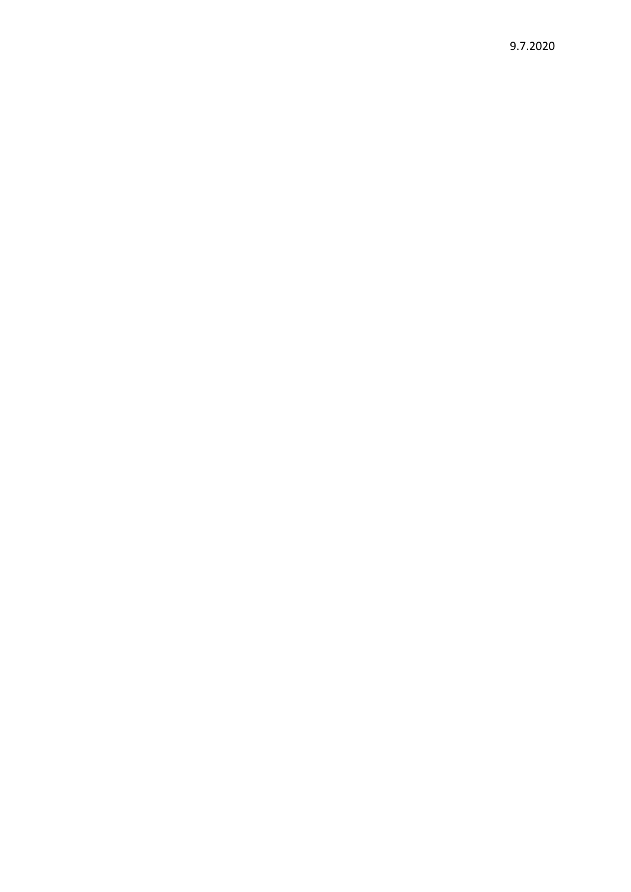9.7.2020